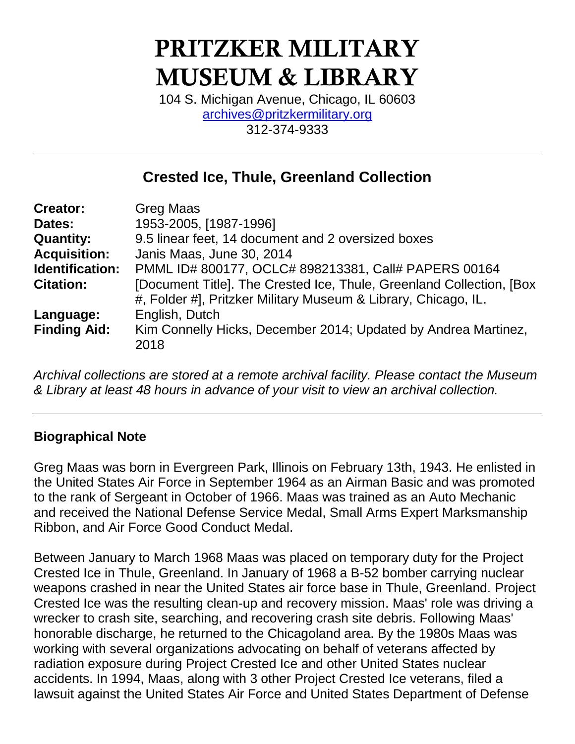# PRITZKER MILITARY MUSEUM & LIBRARY

104 S. Michigan Avenue, Chicago, IL 60603
archives@pritzkermilitary.org
312-374-9333

---

## Crested Ice, Thule, Greenland Collection

| | |
|---|---|
| **Creator:** | Greg Maas |
| **Dates:** | 1953-2005, [1987-1996] |
| **Quantity:** | 9.5 linear feet, 14 document and 2 oversized boxes |
| **Acquisition:** | Janis Maas, June 30, 2014 |
| **Identification:** | PMML ID# 800177, OCLC# 898213381, Call# PAPERS 00164 |
| **Citation:** | [Document Title]. The Crested Ice, Thule, Greenland Collection, [Box #, Folder #], Pritzker Military Museum & Library, Chicago, IL. |
| **Language:** | English, Dutch |
| **Finding Aid:** | Kim Connelly Hicks, December 2014; Updated by Andrea Martinez, 2018 |

*Archival collections are stored at a remote archival facility. Please contact the Museum & Library at least 48 hours in advance of your visit to view an archival collection.*

---

### Biographical Note

Greg Maas was born in Evergreen Park, Illinois on February 13th, 1943. He enlisted in the United States Air Force in September 1964 as an Airman Basic and was promoted to the rank of Sergeant in October of 1966. Maas was trained as an Auto Mechanic and received the National Defense Service Medal, Small Arms Expert Marksmanship Ribbon, and Air Force Good Conduct Medal.

Between January to March 1968 Maas was placed on temporary duty for the Project Crested Ice in Thule, Greenland. In January of 1968 a B-52 bomber carrying nuclear weapons crashed in near the United States air force base in Thule, Greenland. Project Crested Ice was the resulting clean-up and recovery mission. Maas' role was driving a wrecker to crash site, searching, and recovering crash site debris. Following Maas' honorable discharge, he returned to the Chicagoland area. By the 1980s Maas was working with several organizations advocating on behalf of veterans affected by radiation exposure during Project Crested Ice and other United States nuclear accidents. In 1994, Maas, along with 3 other Project Crested Ice veterans, filed a lawsuit against the United States Air Force and United States Department of Defense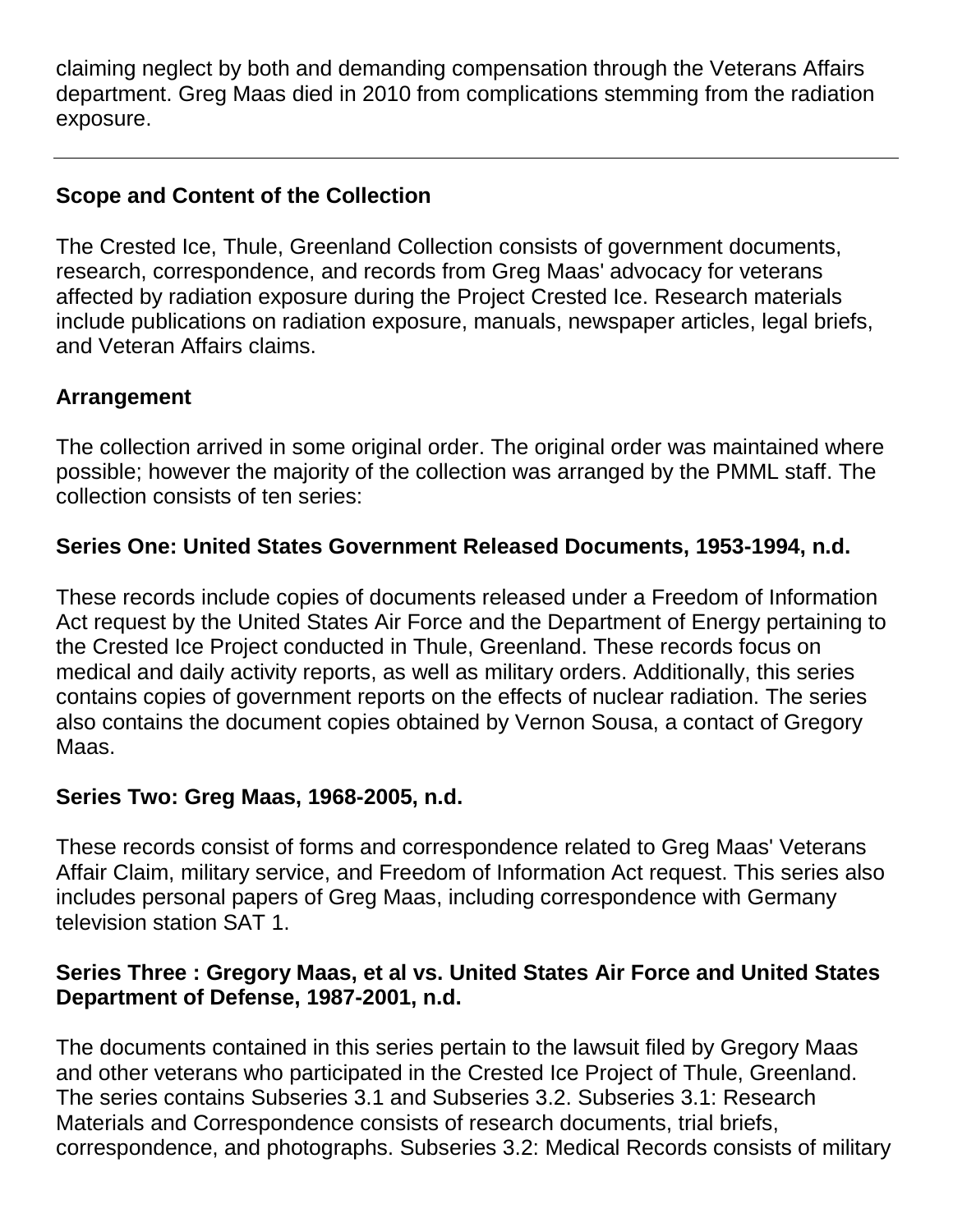claiming neglect by both and demanding compensation through the Veterans Affairs department. Greg Maas died in 2010 from complications stemming from the radiation exposure.

---

## Scope and Content of the Collection

The Crested Ice, Thule, Greenland Collection consists of government documents, research, correspondence, and records from Greg Maas' advocacy for veterans affected by radiation exposure during the Project Crested Ice. Research materials include publications on radiation exposure, manuals, newspaper articles, legal briefs, and Veteran Affairs claims.

## Arrangement

The collection arrived in some original order. The original order was maintained where possible; however the majority of the collection was arranged by the PMML staff. The collection consists of ten series:

### Series One: United States Government Released Documents, 1953-1994, n.d.

These records include copies of documents released under a Freedom of Information Act request by the United States Air Force and the Department of Energy pertaining to the Crested Ice Project conducted in Thule, Greenland. These records focus on medical and daily activity reports, as well as military orders. Additionally, this series contains copies of government reports on the effects of nuclear radiation. The series also contains the document copies obtained by Vernon Sousa, a contact of Gregory Maas.

### Series Two: Greg Maas, 1968-2005, n.d.

These records consist of forms and correspondence related to Greg Maas' Veterans Affair Claim, military service, and Freedom of Information Act request. This series also includes personal papers of Greg Maas, including correspondence with Germany television station SAT 1.

### Series Three : Gregory Maas, et al vs. United States Air Force and United States Department of Defense, 1987-2001, n.d.

The documents contained in this series pertain to the lawsuit filed by Gregory Maas and other veterans who participated in the Crested Ice Project of Thule, Greenland. The series contains Subseries 3.1 and Subseries 3.2. Subseries 3.1: Research Materials and Correspondence consists of research documents, trial briefs, correspondence, and photographs. Subseries 3.2: Medical Records consists of military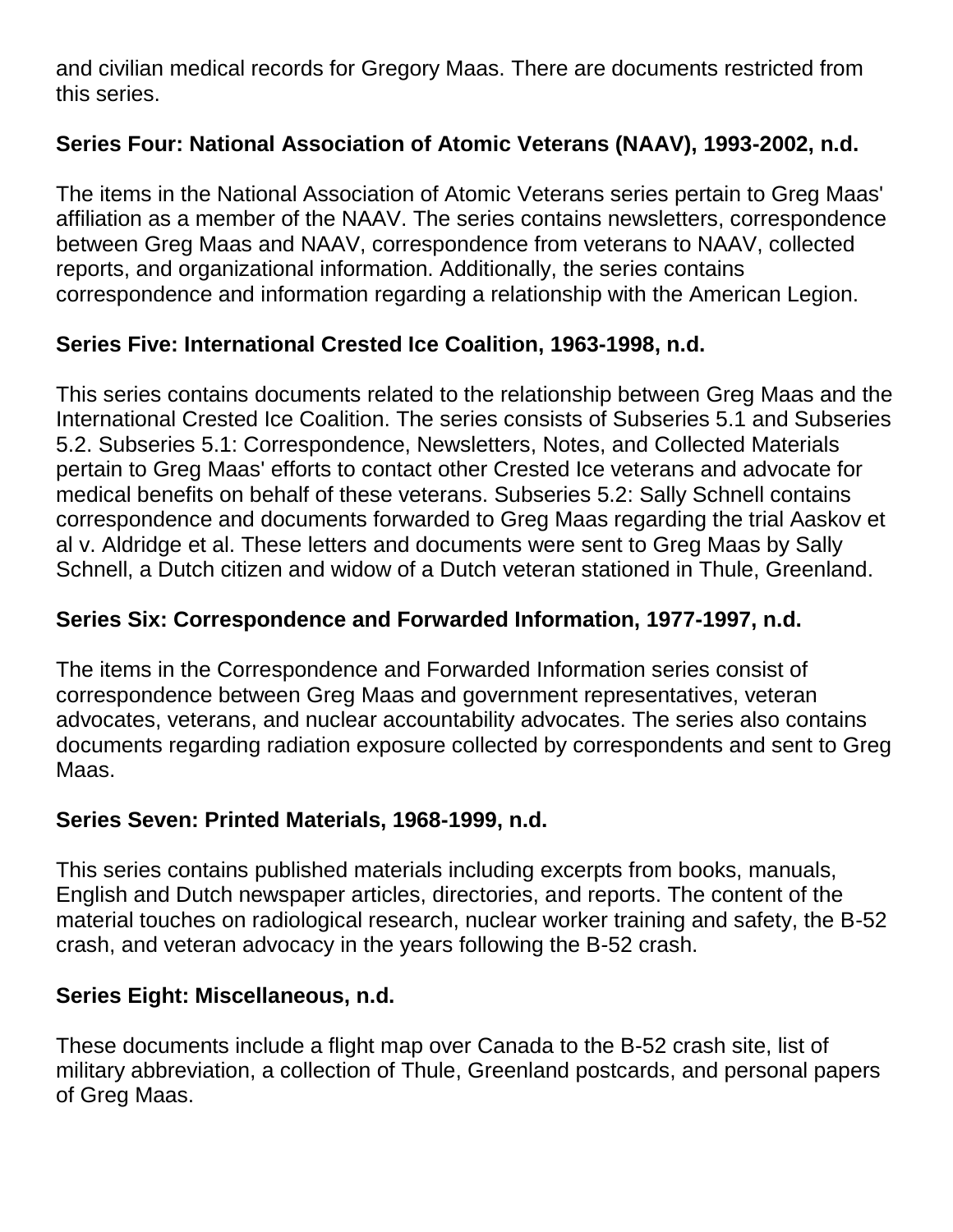and civilian medical records for Gregory Maas. There are documents restricted from this series.

**Series Four: National Association of Atomic Veterans (NAAV), 1993-2002, n.d.**

The items in the National Association of Atomic Veterans series pertain to Greg Maas' affiliation as a member of the NAAV. The series contains newsletters, correspondence between Greg Maas and NAAV, correspondence from veterans to NAAV, collected reports, and organizational information. Additionally, the series contains correspondence and information regarding a relationship with the American Legion.

**Series Five: International Crested Ice Coalition, 1963-1998, n.d.**

This series contains documents related to the relationship between Greg Maas and the International Crested Ice Coalition. The series consists of Subseries 5.1 and Subseries 5.2. Subseries 5.1: Correspondence, Newsletters, Notes, and Collected Materials pertain to Greg Maas' efforts to contact other Crested Ice veterans and advocate for medical benefits on behalf of these veterans. Subseries 5.2: Sally Schnell contains correspondence and documents forwarded to Greg Maas regarding the trial Aaskov et al v. Aldridge et al. These letters and documents were sent to Greg Maas by Sally Schnell, a Dutch citizen and widow of a Dutch veteran stationed in Thule, Greenland.

**Series Six: Correspondence and Forwarded Information, 1977-1997, n.d.**

The items in the Correspondence and Forwarded Information series consist of correspondence between Greg Maas and government representatives, veteran advocates, veterans, and nuclear accountability advocates. The series also contains documents regarding radiation exposure collected by correspondents and sent to Greg Maas.

**Series Seven: Printed Materials, 1968-1999, n.d.**

This series contains published materials including excerpts from books, manuals, English and Dutch newspaper articles, directories, and reports. The content of the material touches on radiological research, nuclear worker training and safety, the B-52 crash, and veteran advocacy in the years following the B-52 crash.

**Series Eight: Miscellaneous, n.d.**

These documents include a flight map over Canada to the B-52 crash site, list of military abbreviation, a collection of Thule, Greenland postcards, and personal papers of Greg Maas.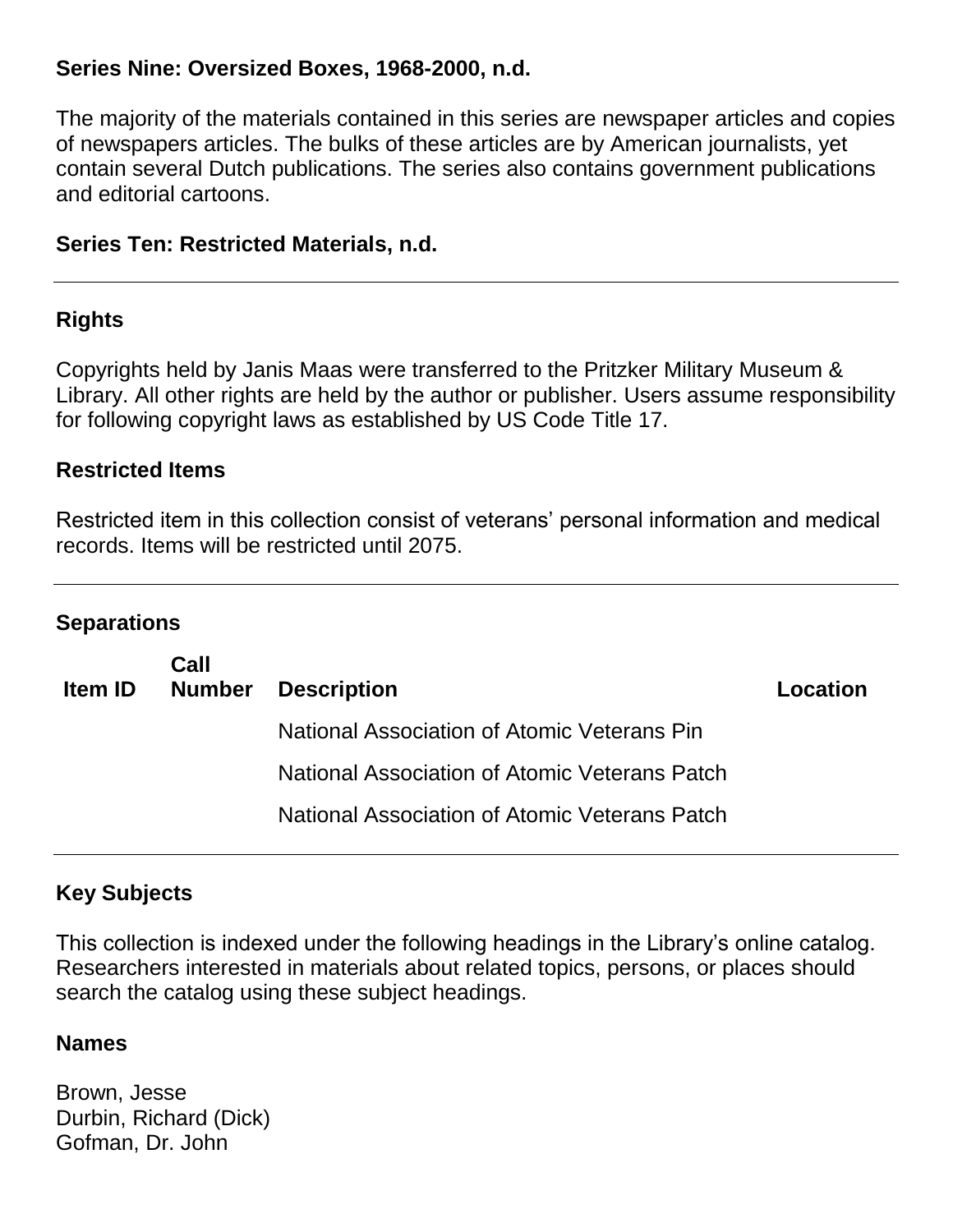**Series Nine: Oversized Boxes, 1968-2000, n.d.**

The majority of the materials contained in this series are newspaper articles and copies of newspapers articles. The bulks of these articles are by American journalists, yet contain several Dutch publications. The series also contains government publications and editorial cartoons.

**Series Ten: Restricted Materials, n.d.**

---

## Rights

Copyrights held by Janis Maas were transferred to the Pritzker Military Museum & Library. All other rights are held by the author or publisher. Users assume responsibility for following copyright laws as established by US Code Title 17.

## Restricted Items

Restricted item in this collection consist of veterans' personal information and medical records. Items will be restricted until 2075.

---

## Separations

| Item ID | Call Number | Description | Location |
|---|---|---|---|
| | | National Association of Atomic Veterans Pin | |
| | | National Association of Atomic Veterans Patch | |
| | | National Association of Atomic Veterans Patch | |

---

## Key Subjects

This collection is indexed under the following headings in the Library's online catalog. Researchers interested in materials about related topics, persons, or places should search the catalog using these subject headings.

### Names

Brown, Jesse
Durbin, Richard (Dick)
Gofman, Dr. John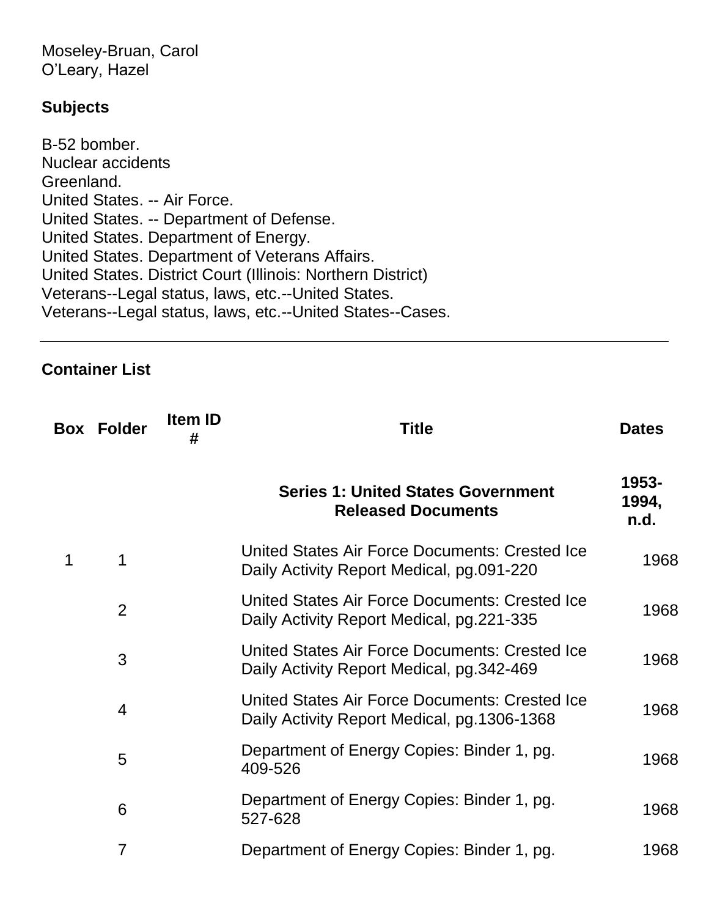Moseley-Bruan, Carol
O'Leary, Hazel

**Subjects**

B-52 bomber.
Nuclear accidents
Greenland.
United States. -- Air Force.
United States. -- Department of Defense.
United States. Department of Energy.
United States. Department of Veterans Affairs.
United States. District Court (Illinois: Northern District)
Veterans--Legal status, laws, etc.--United States.
Veterans--Legal status, laws, etc.--United States--Cases.

---

## Container List

| Box | Folder | Item ID # | Title | Dates |
|---|---|---|---|---|
| | | | **Series 1: United States Government Released Documents** | **1953-1994, n.d.** |
| 1 | 1 | | United States Air Force Documents: Crested Ice Daily Activity Report Medical, pg.091-220 | 1968 |
| | 2 | | United States Air Force Documents: Crested Ice Daily Activity Report Medical, pg.221-335 | 1968 |
| | 3 | | United States Air Force Documents: Crested Ice Daily Activity Report Medical, pg.342-469 | 1968 |
| | 4 | | United States Air Force Documents: Crested Ice Daily Activity Report Medical, pg.1306-1368 | 1968 |
| | 5 | | Department of Energy Copies: Binder 1, pg. 409-526 | 1968 |
| | 6 | | Department of Energy Copies: Binder 1, pg. 527-628 | 1968 |
| | 7 | | Department of Energy Copies: Binder 1, pg. | 1968 |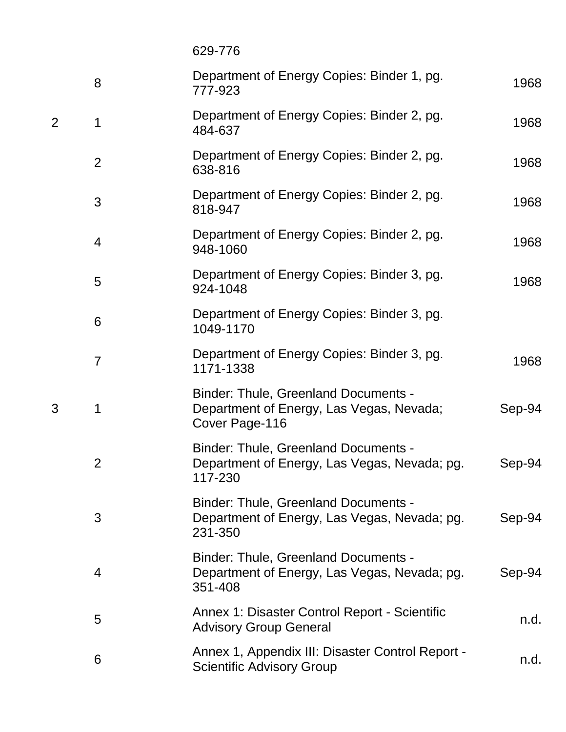| | | | |
|---|---|---|---|
| | | 629-776 | |
| | 8 | Department of Energy Copies: Binder 1, pg. 777-923 | 1968 |
| 2 | 1 | Department of Energy Copies: Binder 2, pg. 484-637 | 1968 |
| | 2 | Department of Energy Copies: Binder 2, pg. 638-816 | 1968 |
| | 3 | Department of Energy Copies: Binder 2, pg. 818-947 | 1968 |
| | 4 | Department of Energy Copies: Binder 2, pg. 948-1060 | 1968 |
| | 5 | Department of Energy Copies: Binder 3, pg. 924-1048 | 1968 |
| | 6 | Department of Energy Copies: Binder 3, pg. 1049-1170 | |
| | 7 | Department of Energy Copies: Binder 3, pg. 1171-1338 | 1968 |
| 3 | 1 | Binder: Thule, Greenland Documents - Department of Energy, Las Vegas, Nevada; Cover Page-116 | Sep-94 |
| | 2 | Binder: Thule, Greenland Documents - Department of Energy, Las Vegas, Nevada; pg. 117-230 | Sep-94 |
| | 3 | Binder: Thule, Greenland Documents - Department of Energy, Las Vegas, Nevada; pg. 231-350 | Sep-94 |
| | 4 | Binder: Thule, Greenland Documents - Department of Energy, Las Vegas, Nevada; pg. 351-408 | Sep-94 |
| | 5 | Annex 1: Disaster Control Report - Scientific Advisory Group General | n.d. |
| | 6 | Annex 1, Appendix III: Disaster Control Report - Scientific Advisory Group | n.d. |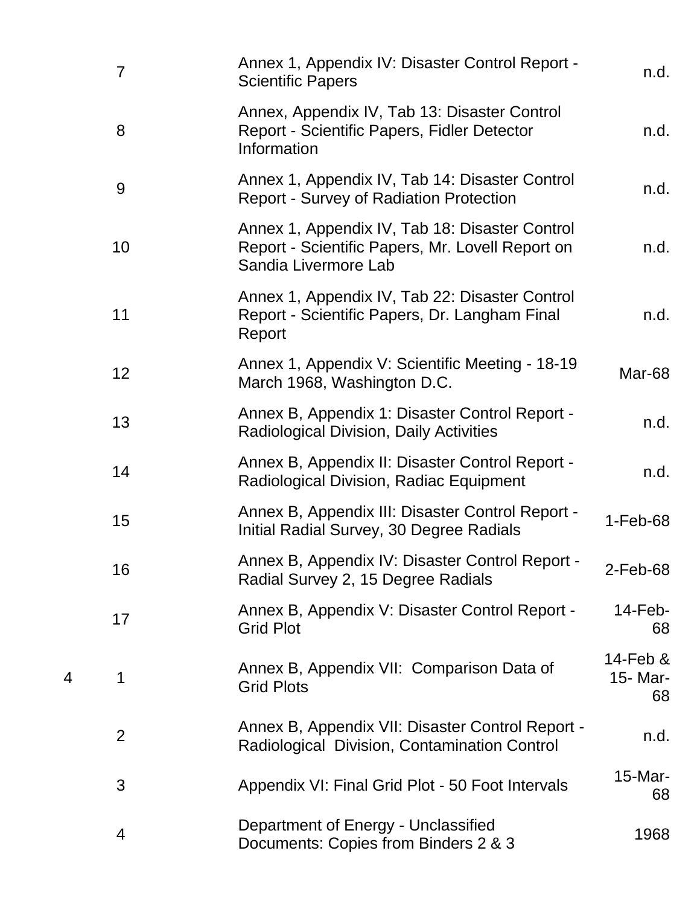| Box | Folder | Title | Date |
|---|---|---|---|
| | 7 | Annex 1, Appendix IV: Disaster Control Report - Scientific Papers | n.d. |
| | 8 | Annex, Appendix IV, Tab 13: Disaster Control Report - Scientific Papers, Fidler Detector Information | n.d. |
| | 9 | Annex 1, Appendix IV, Tab 14: Disaster Control Report - Survey of Radiation Protection | n.d. |
| | 10 | Annex 1, Appendix IV, Tab 18: Disaster Control Report - Scientific Papers, Mr. Lovell Report on Sandia Livermore Lab | n.d. |
| | 11 | Annex 1, Appendix IV, Tab 22: Disaster Control Report - Scientific Papers, Dr. Langham Final Report | n.d. |
| | 12 | Annex 1, Appendix V: Scientific Meeting - 18-19 March 1968, Washington D.C. | Mar-68 |
| | 13 | Annex B, Appendix 1: Disaster Control Report - Radiological Division, Daily Activities | n.d. |
| | 14 | Annex B, Appendix II: Disaster Control Report - Radiological Division, Radiac Equipment | n.d. |
| | 15 | Annex B, Appendix III: Disaster Control Report - Initial Radial Survey, 30 Degree Radials | 1-Feb-68 |
| | 16 | Annex B, Appendix IV: Disaster Control Report - Radial Survey 2, 15 Degree Radials | 2-Feb-68 |
| | 17 | Annex B, Appendix V: Disaster Control Report - Grid Plot | 14-Feb-68 |
| 4 | 1 | Annex B, Appendix VII: Comparison Data of Grid Plots | 14-Feb & 15- Mar-68 |
| | 2 | Annex B, Appendix VII: Disaster Control Report - Radiological Division, Contamination Control | n.d. |
| | 3 | Appendix VI: Final Grid Plot - 50 Foot Intervals | 15-Mar-68 |
| | 4 | Department of Energy - Unclassified Documents: Copies from Binders 2 & 3 | 1968 |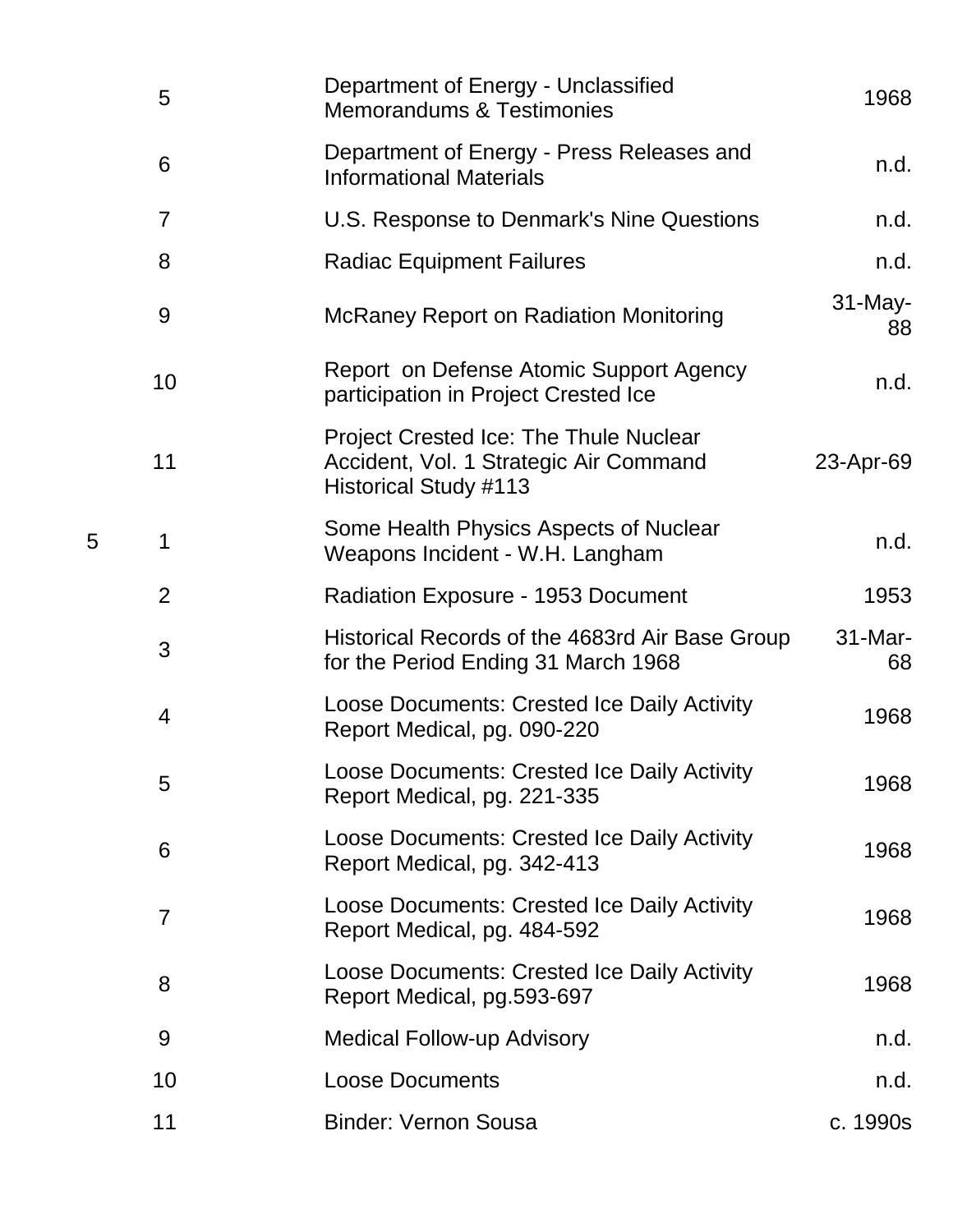| Box | Folder | Title | Date |
|---|---|---|---|
| | 5 | Department of Energy - Unclassified Memorandums & Testimonies | 1968 |
| | 6 | Department of Energy - Press Releases and Informational Materials | n.d. |
| | 7 | U.S. Response to Denmark's Nine Questions | n.d. |
| | 8 | Radiac Equipment Failures | n.d. |
| | 9 | McRaney Report on Radiation Monitoring | 31-May-88 |
| | 10 | Report on Defense Atomic Support Agency participation in Project Crested Ice | n.d. |
| | 11 | Project Crested Ice: The Thule Nuclear Accident, Vol. 1 Strategic Air Command Historical Study #113 | 23-Apr-69 |
| 5 | 1 | Some Health Physics Aspects of Nuclear Weapons Incident - W.H. Langham | n.d. |
| | 2 | Radiation Exposure - 1953 Document | 1953 |
| | 3 | Historical Records of the 4683rd Air Base Group for the Period Ending 31 March 1968 | 31-Mar-68 |
| | 4 | Loose Documents: Crested Ice Daily Activity Report Medical, pg. 090-220 | 1968 |
| | 5 | Loose Documents: Crested Ice Daily Activity Report Medical, pg. 221-335 | 1968 |
| | 6 | Loose Documents: Crested Ice Daily Activity Report Medical, pg. 342-413 | 1968 |
| | 7 | Loose Documents: Crested Ice Daily Activity Report Medical, pg. 484-592 | 1968 |
| | 8 | Loose Documents: Crested Ice Daily Activity Report Medical, pg.593-697 | 1968 |
| | 9 | Medical Follow-up Advisory | n.d. |
| | 10 | Loose Documents | n.d. |
| | 11 | Binder: Vernon Sousa | c. 1990s |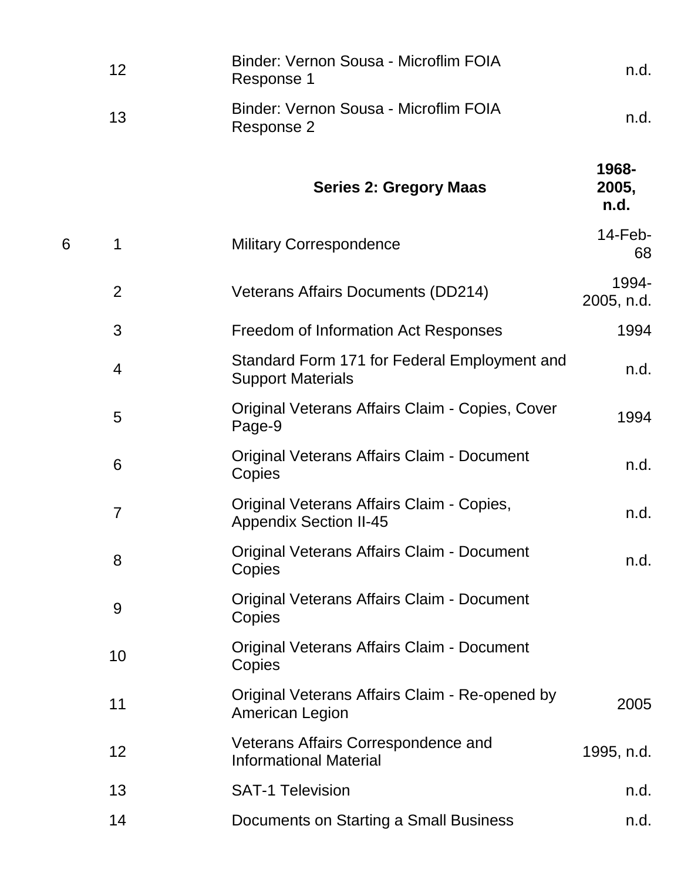| Box | Folder | Title | Date |
|---|---|---|---|
| | 12 | Binder: Vernon Sousa - Microflim FOIA Response 1 | n.d. |
| | 13 | Binder: Vernon Sousa - Microflim FOIA Response 2 | n.d. |
| | | **Series 2: Gregory Maas** | **1968-2005, n.d.** |
| 6 | 1 | Military Correspondence | 14-Feb-68 |
| | 2 | Veterans Affairs Documents (DD214) | 1994-2005, n.d. |
| | 3 | Freedom of Information Act Responses | 1994 |
| | 4 | Standard Form 171 for Federal Employment and Support Materials | n.d. |
| | 5 | Original Veterans Affairs Claim - Copies, Cover Page-9 | 1994 |
| | 6 | Original Veterans Affairs Claim - Document Copies | n.d. |
| | 7 | Original Veterans Affairs Claim - Copies, Appendix Section II-45 | n.d. |
| | 8 | Original Veterans Affairs Claim - Document Copies | n.d. |
| | 9 | Original Veterans Affairs Claim - Document Copies | |
| | 10 | Original Veterans Affairs Claim - Document Copies | |
| | 11 | Original Veterans Affairs Claim - Re-opened by American Legion | 2005 |
| | 12 | Veterans Affairs Correspondence and Informational Material | 1995, n.d. |
| | 13 | SAT-1 Television | n.d. |
| | 14 | Documents on Starting a Small Business | n.d. |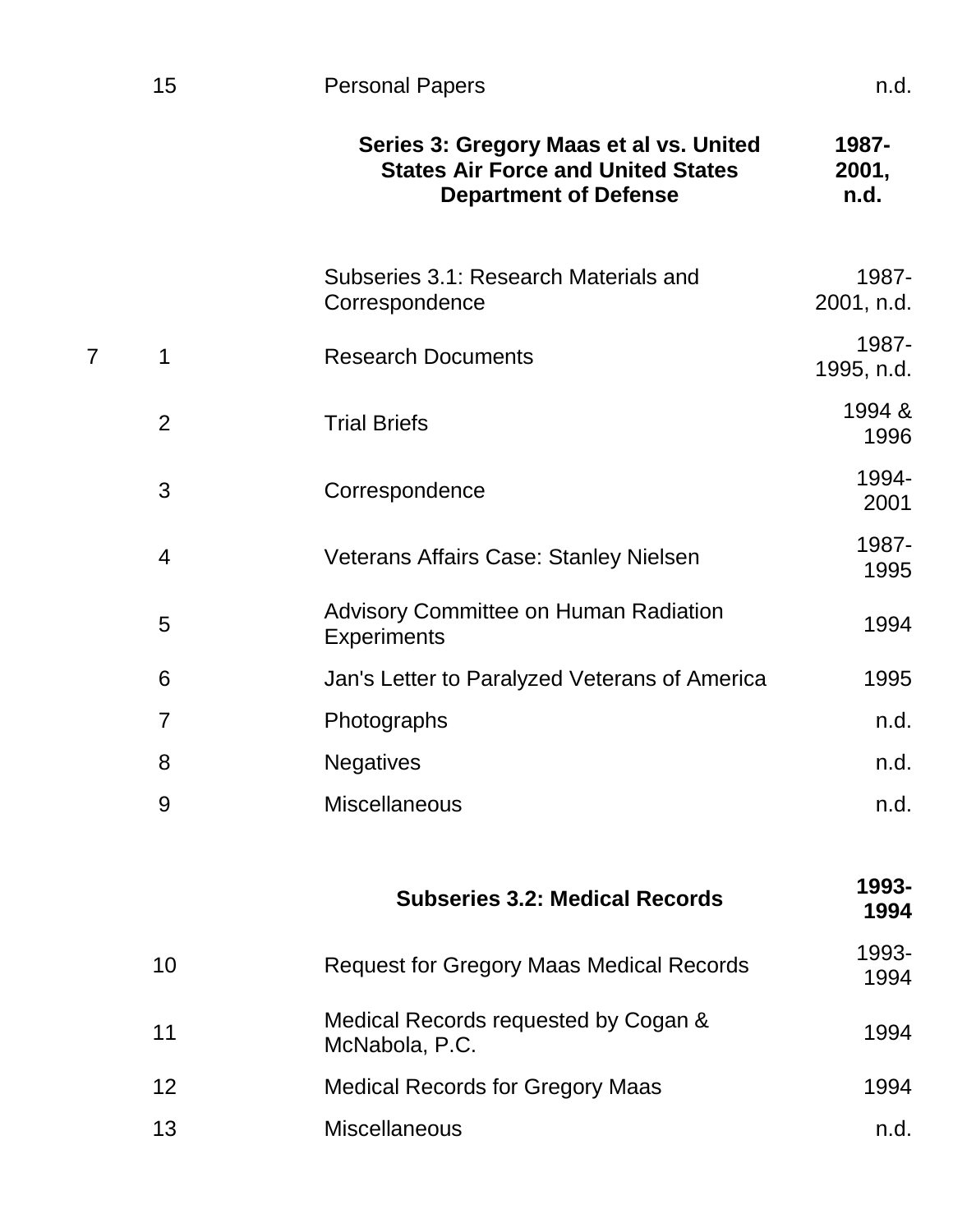| Box | Folder | Title | Date |
|---|---|---|---|
| | 15 | Personal Papers | n.d. |
| | | **Series 3: Gregory Maas et al vs. United States Air Force and United States Department of Defense** | **1987-2001, n.d.** |
| | | Subseries 3.1: Research Materials and Correspondence | 1987-2001, n.d. |
| 7 | 1 | Research Documents | 1987-1995, n.d. |
| | 2 | Trial Briefs | 1994 & 1996 |
| | 3 | Correspondence | 1994-2001 |
| | 4 | Veterans Affairs Case: Stanley Nielsen | 1987-1995 |
| | 5 | Advisory Committee on Human Radiation Experiments | 1994 |
| | 6 | Jan's Letter to Paralyzed Veterans of America | 1995 |
| | 7 | Photographs | n.d. |
| | 8 | Negatives | n.d. |
| | 9 | Miscellaneous | n.d. |
| | | **Subseries 3.2: Medical Records** | **1993-1994** |
| | 10 | Request for Gregory Maas Medical Records | 1993-1994 |
| | 11 | Medical Records requested by Cogan & McNabola, P.C. | 1994 |
| | 12 | Medical Records for Gregory Maas | 1994 |
| | 13 | Miscellaneous | n.d. |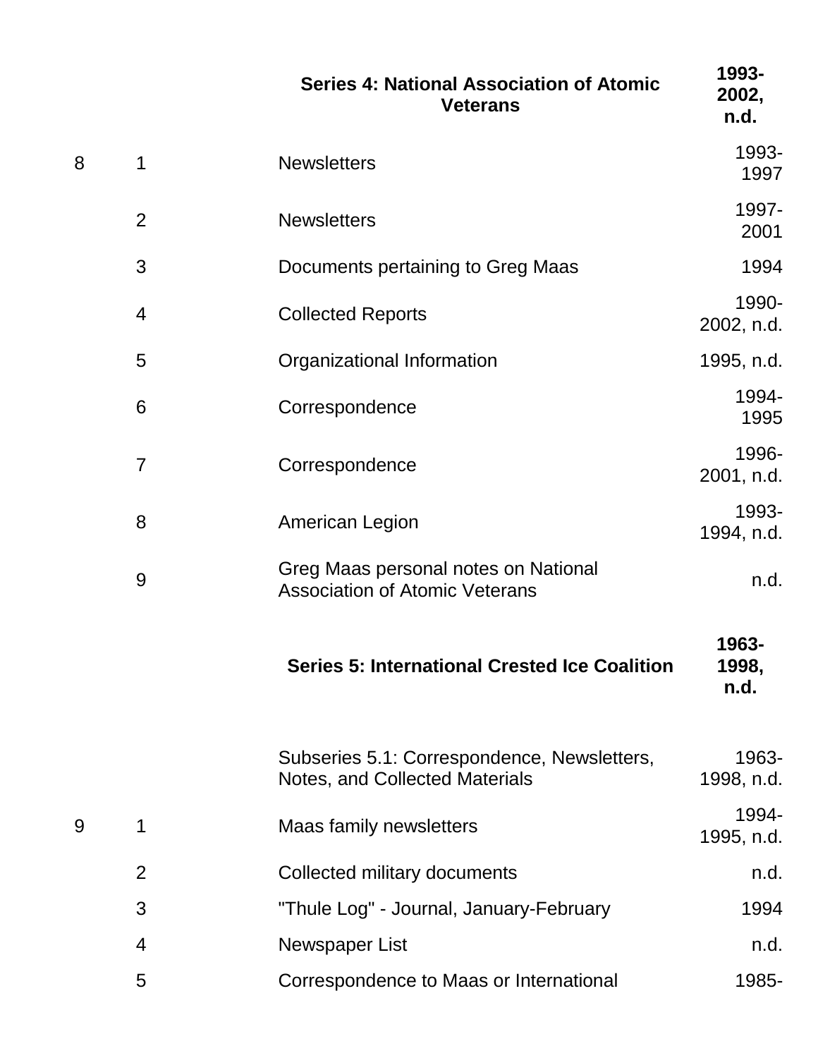| Box | Folder | Title | Date |
|---|---|---|---|
| | | **Series 4: National Association of Atomic Veterans** | **1993-2002, n.d.** |
| 8 | 1 | Newsletters | 1993-1997 |
| | 2 | Newsletters | 1997-2001 |
| | 3 | Documents pertaining to Greg Maas | 1994 |
| | 4 | Collected Reports | 1990-2002, n.d. |
| | 5 | Organizational Information | 1995, n.d. |
| | 6 | Correspondence | 1994-1995 |
| | 7 | Correspondence | 1996-2001, n.d. |
| | 8 | American Legion | 1993-1994, n.d. |
| | 9 | Greg Maas personal notes on National Association of Atomic Veterans | n.d. |
| | | **Series 5: International Crested Ice Coalition** | **1963-1998, n.d.** |
| | | Subseries 5.1: Correspondence, Newsletters, Notes, and Collected Materials | 1963-1998, n.d. |
| 9 | 1 | Maas family newsletters | 1994-1995, n.d. |
| | 2 | Collected military documents | n.d. |
| | 3 | "Thule Log" - Journal, January-February | 1994 |
| | 4 | Newspaper List | n.d. |
| | 5 | Correspondence to Maas or International | 1985- |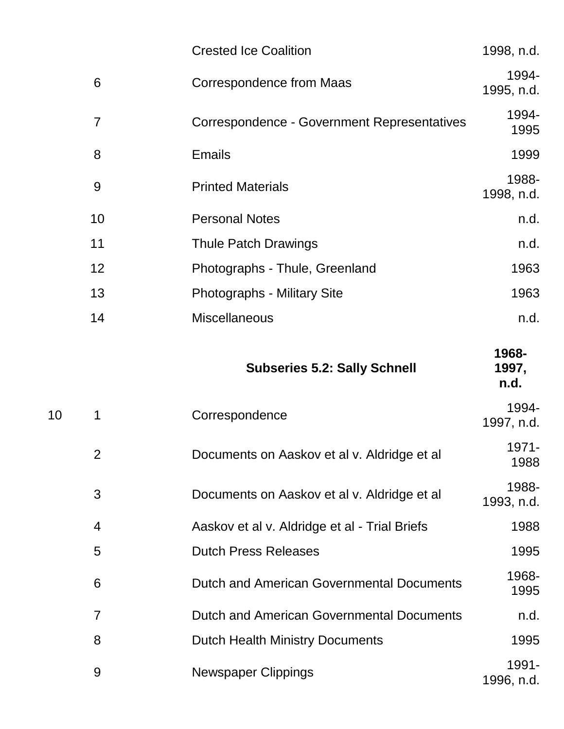| Box | Folder | Title | Dates |
|---|---|---|---|
| | | Crested Ice Coalition | 1998, n.d. |
| | 6 | Correspondence from Maas | 1994-1995, n.d. |
| | 7 | Correspondence - Government Representatives | 1994-1995 |
| | 8 | Emails | 1999 |
| | 9 | Printed Materials | 1988-1998, n.d. |
| | 10 | Personal Notes | n.d. |
| | 11 | Thule Patch Drawings | n.d. |
| | 12 | Photographs - Thule, Greenland | 1963 |
| | 13 | Photographs - Military Site | 1963 |
| | 14 | Miscellaneous | n.d. |

**Subseries 5.2: Sally Schnell** **1968-1997, n.d.**

| Box | Folder | Title | Dates |
|---|---|---|---|
| 10 | 1 | Correspondence | 1994-1997, n.d. |
| | 2 | Documents on Aaskov et al v. Aldridge et al | 1971-1988 |
| | 3 | Documents on Aaskov et al v. Aldridge et al | 1988-1993, n.d. |
| | 4 | Aaskov et al v. Aldridge et al - Trial Briefs | 1988 |
| | 5 | Dutch Press Releases | 1995 |
| | 6 | Dutch and American Governmental Documents | 1968-1995 |
| | 7 | Dutch and American Governmental Documents | n.d. |
| | 8 | Dutch Health Ministry Documents | 1995 |
| | 9 | Newspaper Clippings | 1991-1996, n.d. |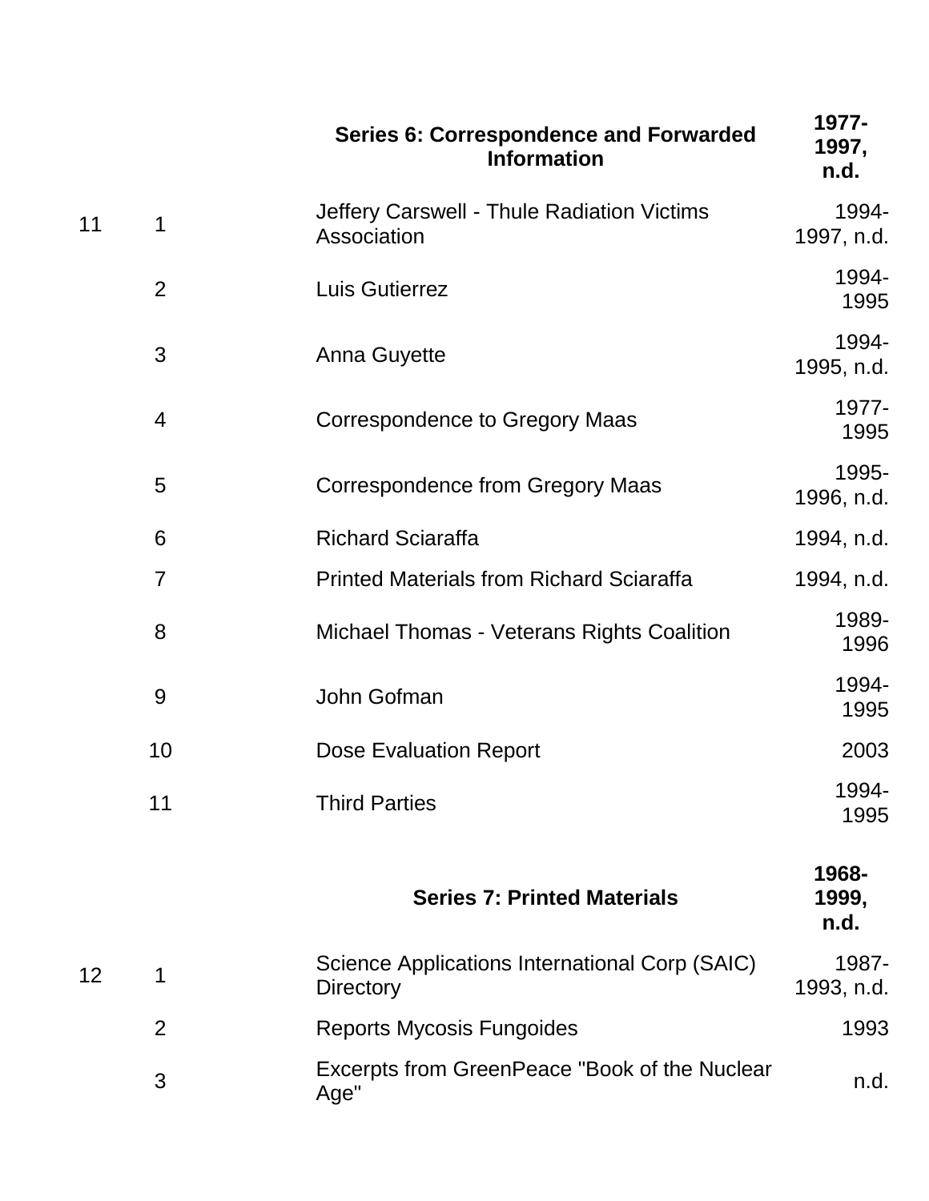| Box | Folder | Title | Date |
|---|---|---|---|
| | | **Series 6: Correspondence and Forwarded Information** | **1977-1997, n.d.** |
| 11 | 1 | Jeffery Carswell - Thule Radiation Victims Association | 1994-1997, n.d. |
| | 2 | Luis Gutierrez | 1994-1995 |
| | 3 | Anna Guyette | 1994-1995, n.d. |
| | 4 | Correspondence to Gregory Maas | 1977-1995 |
| | 5 | Correspondence from Gregory Maas | 1995-1996, n.d. |
| | 6 | Richard Sciaraffa | 1994, n.d. |
| | 7 | Printed Materials from Richard Sciaraffa | 1994, n.d. |
| | 8 | Michael Thomas - Veterans Rights Coalition | 1989-1996 |
| | 9 | John Gofman | 1994-1995 |
| | 10 | Dose Evaluation Report | 2003 |
| | 11 | Third Parties | 1994-1995 |
| | | **Series 7: Printed Materials** | **1968-1999, n.d.** |
| 12 | 1 | Science Applications International Corp (SAIC) Directory | 1987-1993, n.d. |
| | 2 | Reports Mycosis Fungoides | 1993 |
| | 3 | Excerpts from GreenPeace "Book of the Nuclear Age" | n.d. |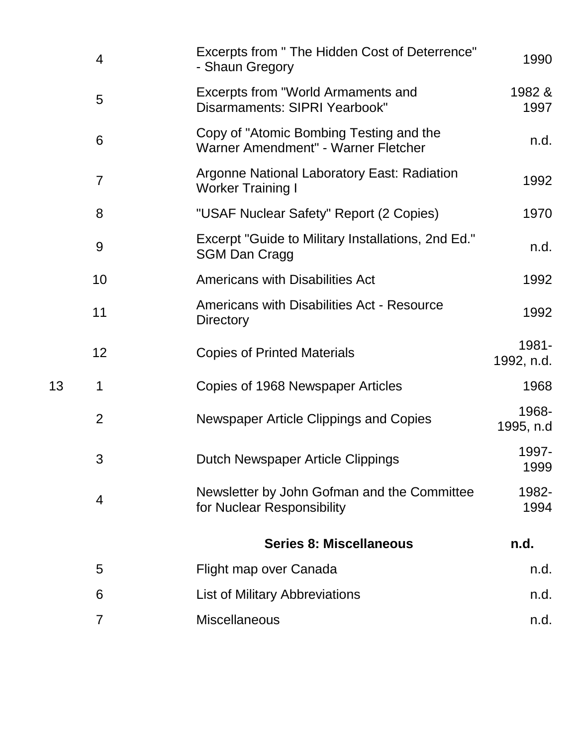| Box | Folder | Title | Date |
|---|---|---|---|
| | 4 | Excerpts from " The Hidden Cost of Deterrence" - Shaun Gregory | 1990 |
| | 5 | Excerpts from "World Armaments and Disarmaments: SIPRI Yearbook" | 1982 & 1997 |
| | 6 | Copy of "Atomic Bombing Testing and the Warner Amendment" - Warner Fletcher | n.d. |
| | 7 | Argonne National Laboratory East: Radiation Worker Training I | 1992 |
| | 8 | "USAF Nuclear Safety" Report (2 Copies) | 1970 |
| | 9 | Excerpt "Guide to Military Installations, 2nd Ed." SGM Dan Cragg | n.d. |
| | 10 | Americans with Disabilities Act | 1992 |
| | 11 | Americans with Disabilities Act - Resource Directory | 1992 |
| | 12 | Copies of Printed Materials | 1981-1992, n.d. |
| 13 | 1 | Copies of 1968 Newspaper Articles | 1968 |
| | 2 | Newspaper Article Clippings and Copies | 1968-1995, n.d |
| | 3 | Dutch Newspaper Article Clippings | 1997-1999 |
| | 4 | Newsletter by John Gofman and the Committee for Nuclear Responsibility | 1982-1994 |
| | | **Series 8: Miscellaneous** | **n.d.** |
| | 5 | Flight map over Canada | n.d. |
| | 6 | List of Military Abbreviations | n.d. |
| | 7 | Miscellaneous | n.d. |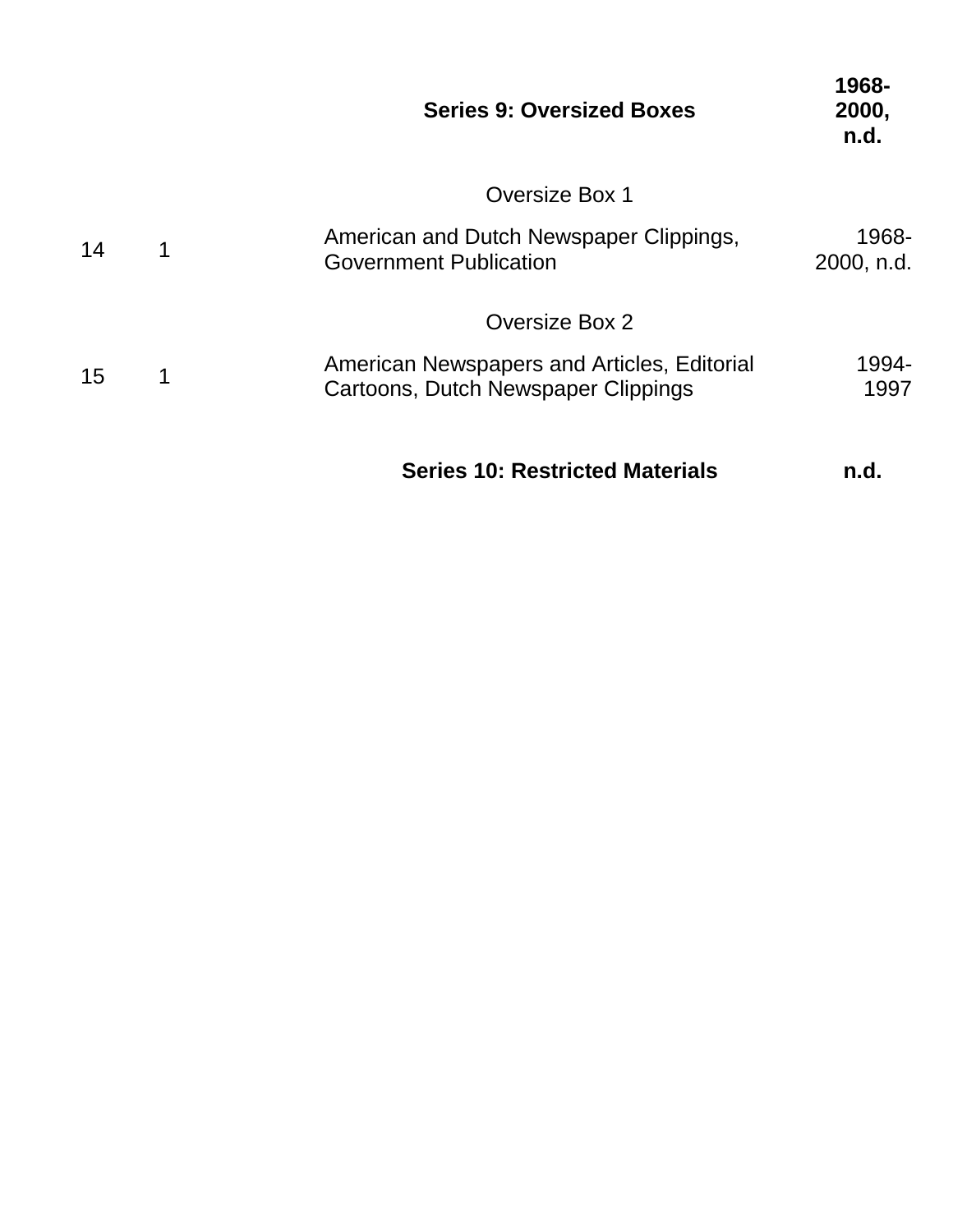| | | | |
|---|---|---|---|
| | | **Series 9: Oversized Boxes** | **1968-2000, n.d.** |
| | | Oversize Box 1 | |
| 14 | 1 | American and Dutch Newspaper Clippings, Government Publication | 1968-2000, n.d. |
| | | Oversize Box 2 | |
| 15 | 1 | American Newspapers and Articles, Editorial Cartoons, Dutch Newspaper Clippings | 1994-1997 |
| | | **Series 10: Restricted Materials** | **n.d.** |